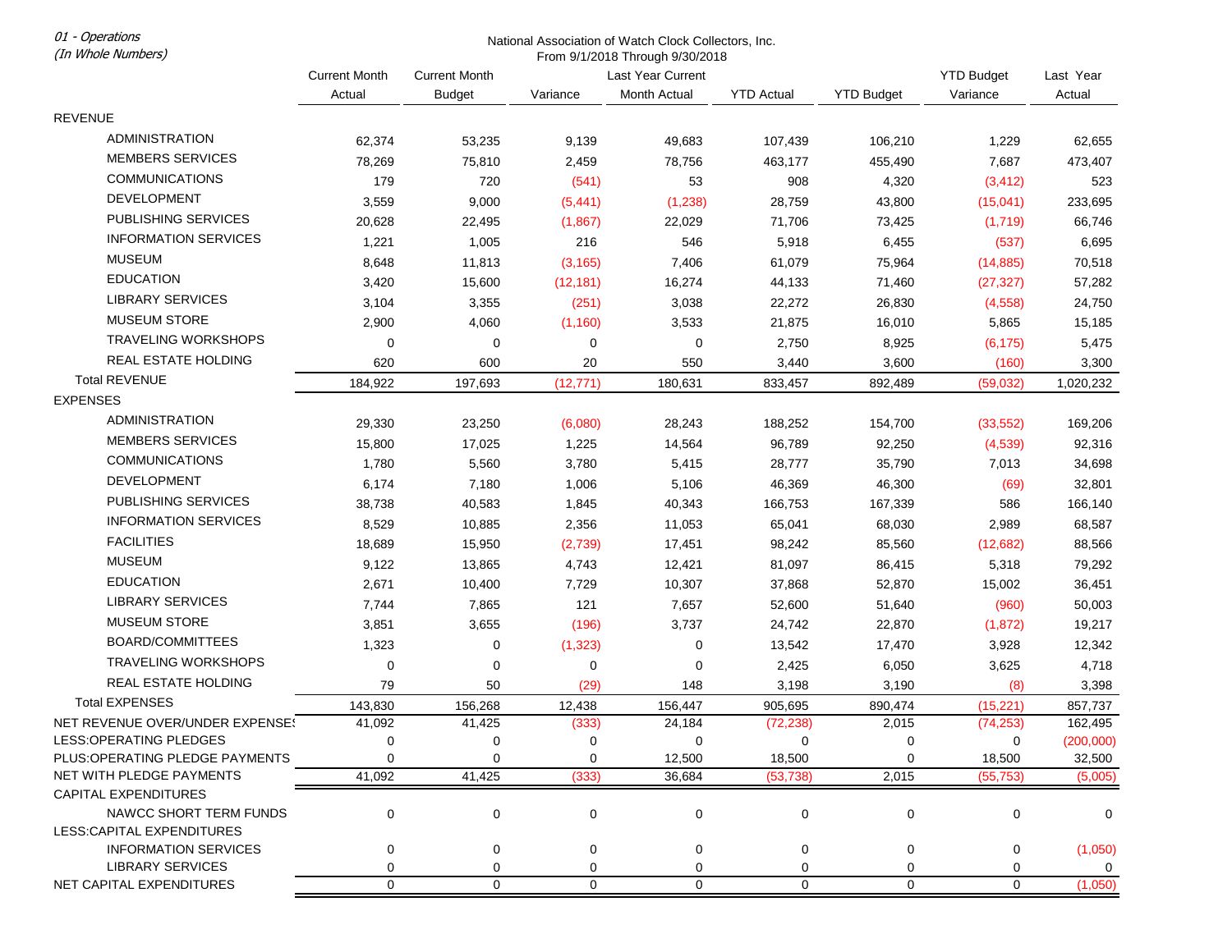*01 - Operations*
*(In Whole Numbers)*

National Association of Watch Clock Collectors, Inc.
From 9/1/2018 Through 9/30/2018

| | Current Month Actual | Current Month Budget | Variance | Last Year Current Month Actual | YTD Actual | YTD Budget | YTD Budget Variance | Last Year Actual |
|---|---|---|---|---|---|---|---|---|
| REVENUE | | | | | | | | |
| ADMINISTRATION | 62,374 | 53,235 | 9,139 | 49,683 | 107,439 | 106,210 | 1,229 | 62,655 |
| MEMBERS SERVICES | 78,269 | 75,810 | 2,459 | 78,756 | 463,177 | 455,490 | 7,687 | 473,407 |
| COMMUNICATIONS | 179 | 720 | (541) | 53 | 908 | 4,320 | (3,412) | 523 |
| DEVELOPMENT | 3,559 | 9,000 | (5,441) | (1,238) | 28,759 | 43,800 | (15,041) | 233,695 |
| PUBLISHING SERVICES | 20,628 | 22,495 | (1,867) | 22,029 | 71,706 | 73,425 | (1,719) | 66,746 |
| INFORMATION SERVICES | 1,221 | 1,005 | 216 | 546 | 5,918 | 6,455 | (537) | 6,695 |
| MUSEUM | 8,648 | 11,813 | (3,165) | 7,406 | 61,079 | 75,964 | (14,885) | 70,518 |
| EDUCATION | 3,420 | 15,600 | (12,181) | 16,274 | 44,133 | 71,460 | (27,327) | 57,282 |
| LIBRARY SERVICES | 3,104 | 3,355 | (251) | 3,038 | 22,272 | 26,830 | (4,558) | 24,750 |
| MUSEUM STORE | 2,900 | 4,060 | (1,160) | 3,533 | 21,875 | 16,010 | 5,865 | 15,185 |
| TRAVELING WORKSHOPS | 0 | 0 | 0 | 0 | 2,750 | 8,925 | (6,175) | 5,475 |
| REAL ESTATE HOLDING | 620 | 600 | 20 | 550 | 3,440 | 3,600 | (160) | 3,300 |
| Total REVENUE | 184,922 | 197,693 | (12,771) | 180,631 | 833,457 | 892,489 | (59,032) | 1,020,232 |
| EXPENSES | | | | | | | | |
| ADMINISTRATION | 29,330 | 23,250 | (6,080) | 28,243 | 188,252 | 154,700 | (33,552) | 169,206 |
| MEMBERS SERVICES | 15,800 | 17,025 | 1,225 | 14,564 | 96,789 | 92,250 | (4,539) | 92,316 |
| COMMUNICATIONS | 1,780 | 5,560 | 3,780 | 5,415 | 28,777 | 35,790 | 7,013 | 34,698 |
| DEVELOPMENT | 6,174 | 7,180 | 1,006 | 5,106 | 46,369 | 46,300 | (69) | 32,801 |
| PUBLISHING SERVICES | 38,738 | 40,583 | 1,845 | 40,343 | 166,753 | 167,339 | 586 | 166,140 |
| INFORMATION SERVICES | 8,529 | 10,885 | 2,356 | 11,053 | 65,041 | 68,030 | 2,989 | 68,587 |
| FACILITIES | 18,689 | 15,950 | (2,739) | 17,451 | 98,242 | 85,560 | (12,682) | 88,566 |
| MUSEUM | 9,122 | 13,865 | 4,743 | 12,421 | 81,097 | 86,415 | 5,318 | 79,292 |
| EDUCATION | 2,671 | 10,400 | 7,729 | 10,307 | 37,868 | 52,870 | 15,002 | 36,451 |
| LIBRARY SERVICES | 7,744 | 7,865 | 121 | 7,657 | 52,600 | 51,640 | (960) | 50,003 |
| MUSEUM STORE | 3,851 | 3,655 | (196) | 3,737 | 24,742 | 22,870 | (1,872) | 19,217 |
| BOARD/COMMITTEES | 1,323 | 0 | (1,323) | 0 | 13,542 | 17,470 | 3,928 | 12,342 |
| TRAVELING WORKSHOPS | 0 | 0 | 0 | 0 | 2,425 | 6,050 | 3,625 | 4,718 |
| REAL ESTATE HOLDING | 79 | 50 | (29) | 148 | 3,198 | 3,190 | (8) | 3,398 |
| Total EXPENSES | 143,830 | 156,268 | 12,438 | 156,447 | 905,695 | 890,474 | (15,221) | 857,737 |
| NET REVENUE OVER/UNDER EXPENSES | 41,092 | 41,425 | (333) | 24,184 | (72,238) | 2,015 | (74,253) | 162,495 |
| LESS:OPERATING PLEDGES | 0 | 0 | 0 | 0 | 0 | 0 | 0 | (200,000) |
| PLUS:OPERATING PLEDGE PAYMENTS | 0 | 0 | 0 | 12,500 | 18,500 | 0 | 18,500 | 32,500 |
| NET WITH PLEDGE PAYMENTS | 41,092 | 41,425 | (333) | 36,684 | (53,738) | 2,015 | (55,753) | (5,005) |
| CAPITAL EXPENDITURES | | | | | | | | |
| NAWCC SHORT TERM FUNDS | 0 | 0 | 0 | 0 | 0 | 0 | 0 | 0 |
| LESS:CAPITAL EXPENDITURES | | | | | | | | |
| INFORMATION SERVICES | 0 | 0 | 0 | 0 | 0 | 0 | 0 | (1,050) |
| LIBRARY SERVICES | 0 | 0 | 0 | 0 | 0 | 0 | 0 | 0 |
| NET CAPITAL EXPENDITURES | 0 | 0 | 0 | 0 | 0 | 0 | 0 | (1,050) |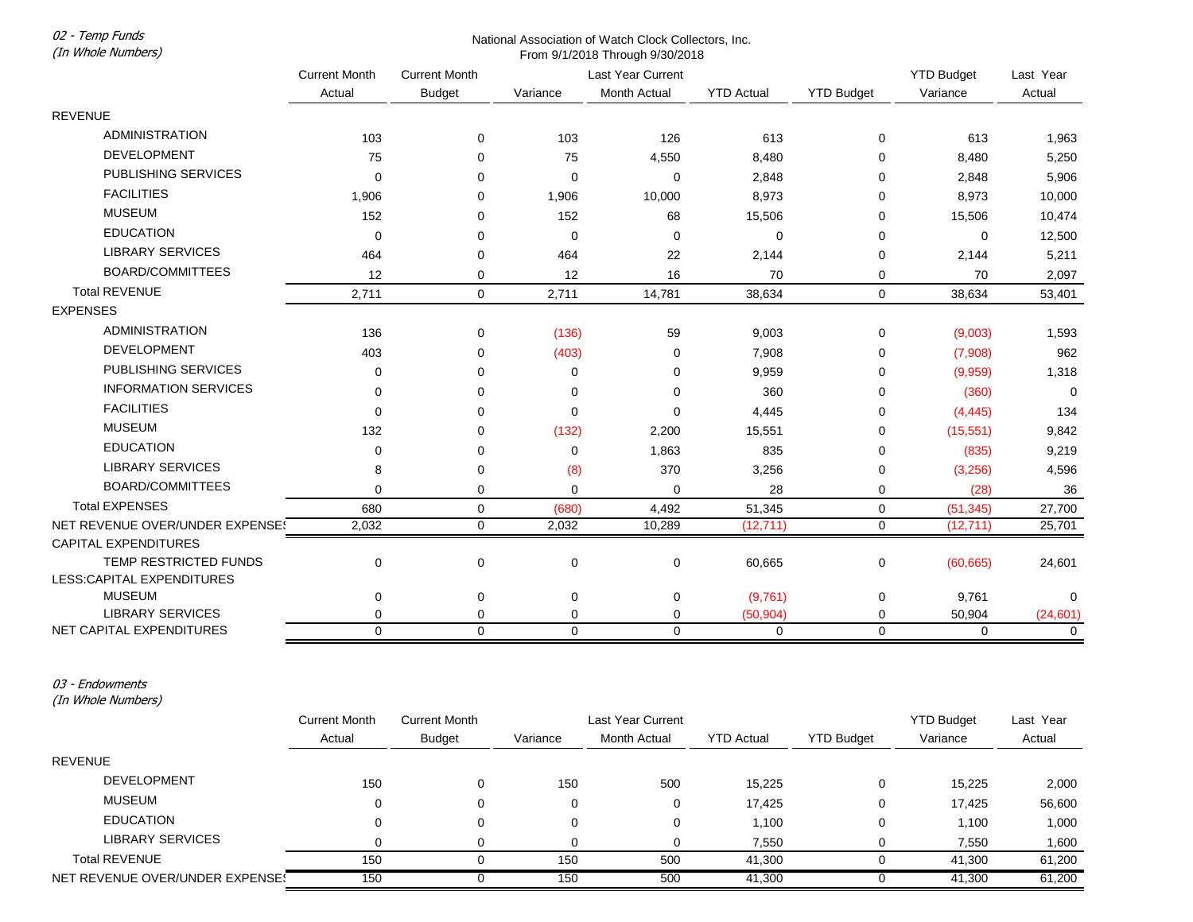*02 - Temp Funds*
*(In Whole Numbers)*

National Association of Watch Clock Collectors, Inc.
From 9/1/2018 Through 9/30/2018

| | Current Month Actual | Current Month Budget | Variance | Last Year Current Month Actual | YTD Actual | YTD Budget | YTD Budget Variance | Last Year Actual |
|---|---|---|---|---|---|---|---|---|
| REVENUE | | | | | | | | |
| ADMINISTRATION | 103 | 0 | 103 | 126 | 613 | 0 | 613 | 1,963 |
| DEVELOPMENT | 75 | 0 | 75 | 4,550 | 8,480 | 0 | 8,480 | 5,250 |
| PUBLISHING SERVICES | 0 | 0 | 0 | 0 | 2,848 | 0 | 2,848 | 5,906 |
| FACILITIES | 1,906 | 0 | 1,906 | 10,000 | 8,973 | 0 | 8,973 | 10,000 |
| MUSEUM | 152 | 0 | 152 | 68 | 15,506 | 0 | 15,506 | 10,474 |
| EDUCATION | 0 | 0 | 0 | 0 | 0 | 0 | 0 | 12,500 |
| LIBRARY SERVICES | 464 | 0 | 464 | 22 | 2,144 | 0 | 2,144 | 5,211 |
| BOARD/COMMITTEES | 12 | 0 | 12 | 16 | 70 | 0 | 70 | 2,097 |
| Total REVENUE | 2,711 | 0 | 2,711 | 14,781 | 38,634 | 0 | 38,634 | 53,401 |
| EXPENSES | | | | | | | | |
| ADMINISTRATION | 136 | 0 | (136) | 59 | 9,003 | 0 | (9,003) | 1,593 |
| DEVELOPMENT | 403 | 0 | (403) | 0 | 7,908 | 0 | (7,908) | 962 |
| PUBLISHING SERVICES | 0 | 0 | 0 | 0 | 9,959 | 0 | (9,959) | 1,318 |
| INFORMATION SERVICES | 0 | 0 | 0 | 0 | 360 | 0 | (360) | 0 |
| FACILITIES | 0 | 0 | 0 | 0 | 4,445 | 0 | (4,445) | 134 |
| MUSEUM | 132 | 0 | (132) | 2,200 | 15,551 | 0 | (15,551) | 9,842 |
| EDUCATION | 0 | 0 | 0 | 1,863 | 835 | 0 | (835) | 9,219 |
| LIBRARY SERVICES | 8 | 0 | (8) | 370 | 3,256 | 0 | (3,256) | 4,596 |
| BOARD/COMMITTEES | 0 | 0 | 0 | 0 | 28 | 0 | (28) | 36 |
| Total EXPENSES | 680 | 0 | (680) | 4,492 | 51,345 | 0 | (51,345) | 27,700 |
| NET REVENUE OVER/UNDER EXPENSES | 2,032 | 0 | 2,032 | 10,289 | (12,711) | 0 | (12,711) | 25,701 |
| CAPITAL EXPENDITURES | | | | | | | | |
| TEMP RESTRICTED FUNDS | 0 | 0 | 0 | 0 | 60,665 | 0 | (60,665) | 24,601 |
| LESS:CAPITAL EXPENDITURES | | | | | | | | |
| MUSEUM | 0 | 0 | 0 | 0 | (9,761) | 0 | 9,761 | 0 |
| LIBRARY SERVICES | 0 | 0 | 0 | 0 | (50,904) | 0 | 50,904 | (24,601) |
| NET CAPITAL EXPENDITURES | 0 | 0 | 0 | 0 | 0 | 0 | 0 | 0 |

*03 - Endowments*
*(In Whole Numbers)*

| | Current Month Actual | Current Month Budget | Variance | Last Year Current Month Actual | YTD Actual | YTD Budget | YTD Budget Variance | Last Year Actual |
|---|---|---|---|---|---|---|---|---|
| REVENUE | | | | | | | | |
| DEVELOPMENT | 150 | 0 | 150 | 500 | 15,225 | 0 | 15,225 | 2,000 |
| MUSEUM | 0 | 0 | 0 | 0 | 17,425 | 0 | 17,425 | 56,600 |
| EDUCATION | 0 | 0 | 0 | 0 | 1,100 | 0 | 1,100 | 1,000 |
| LIBRARY SERVICES | 0 | 0 | 0 | 0 | 7,550 | 0 | 7,550 | 1,600 |
| Total REVENUE | 150 | 0 | 150 | 500 | 41,300 | 0 | 41,300 | 61,200 |
| NET REVENUE OVER/UNDER EXPENSES | 150 | 0 | 150 | 500 | 41,300 | 0 | 41,300 | 61,200 |